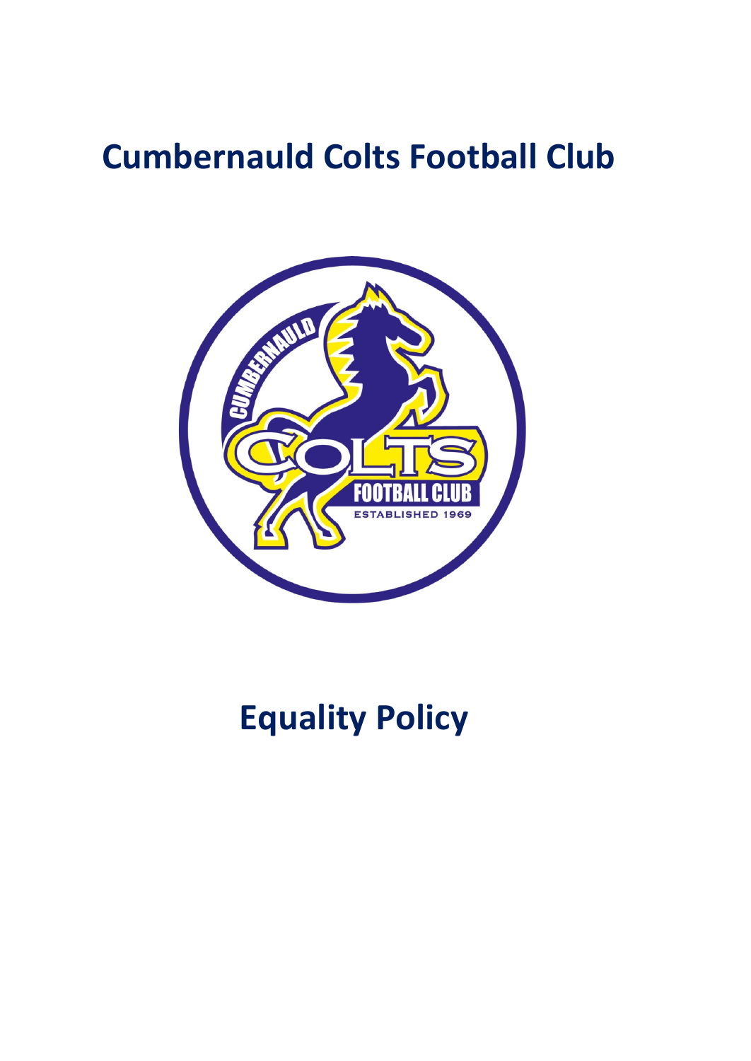# Cumbernauld Colts Football Club

# Equality Policy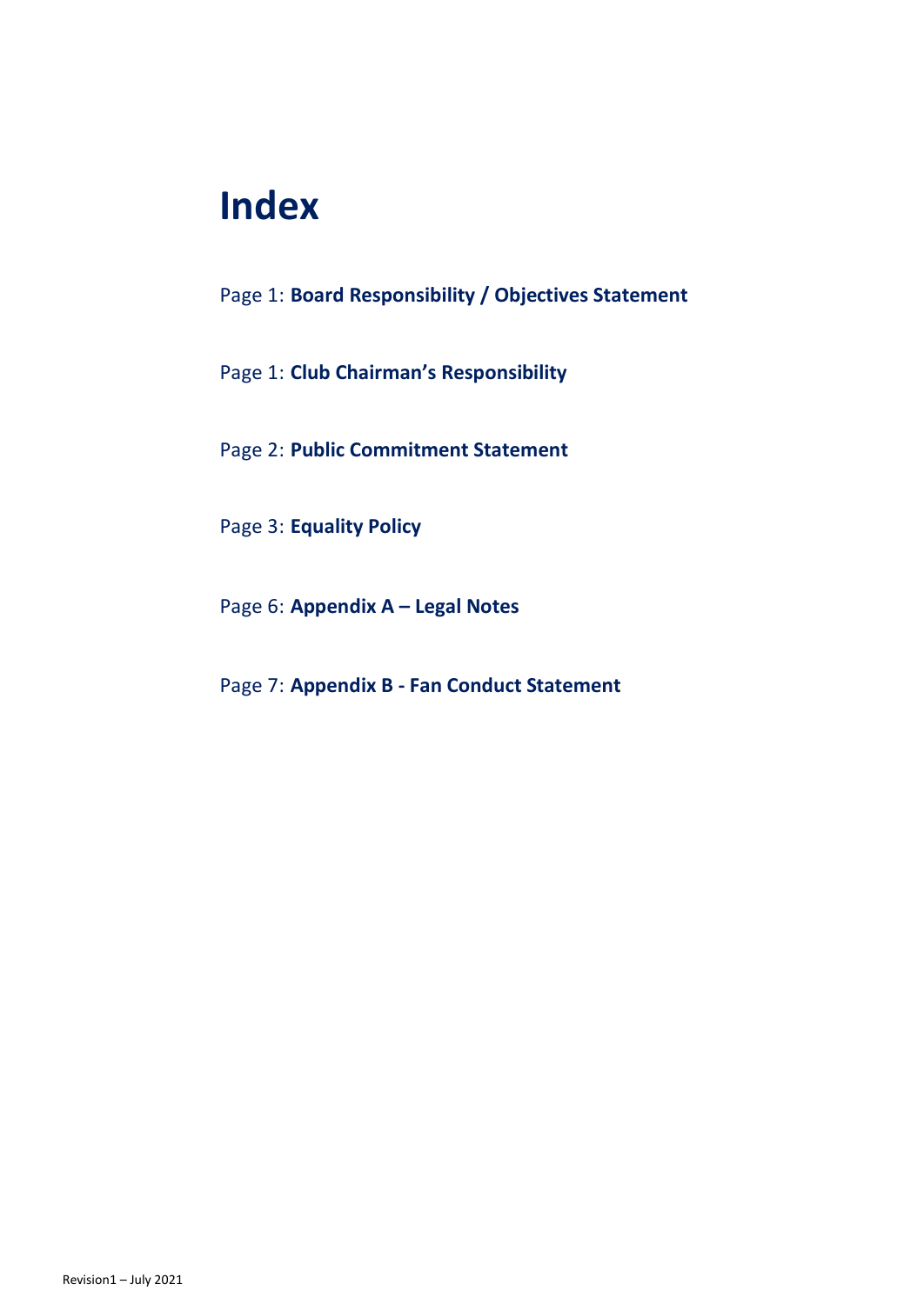# Index

Page 1: **Board Responsibility / Objectives Statement**

Page 1: **Club Chairman's Responsibility**

Page 2: **Public Commitment Statement**

Page 3: **Equality Policy**

Page 6: **Appendix A – Legal Notes**

Page 7: **Appendix B - Fan Conduct Statement**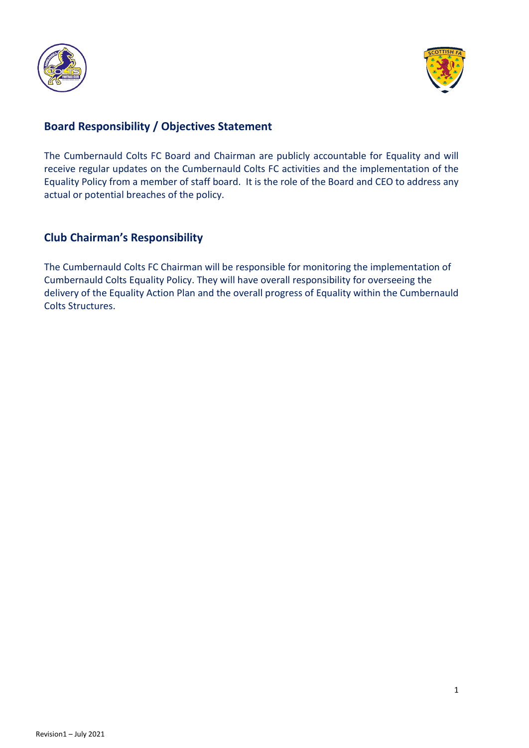## Board Responsibility / Objectives Statement

The Cumbernauld Colts FC Board and Chairman are publicly accountable for Equality and will receive regular updates on the Cumbernauld Colts FC activities and the implementation of the Equality Policy from a member of staff board. It is the role of the Board and CEO to address any actual or potential breaches of the policy.

## Club Chairman's Responsibility

The Cumbernauld Colts FC Chairman will be responsible for monitoring the implementation of Cumbernauld Colts Equality Policy. They will have overall responsibility for overseeing the delivery of the Equality Action Plan and the overall progress of Equality within the Cumbernauld Colts Structures.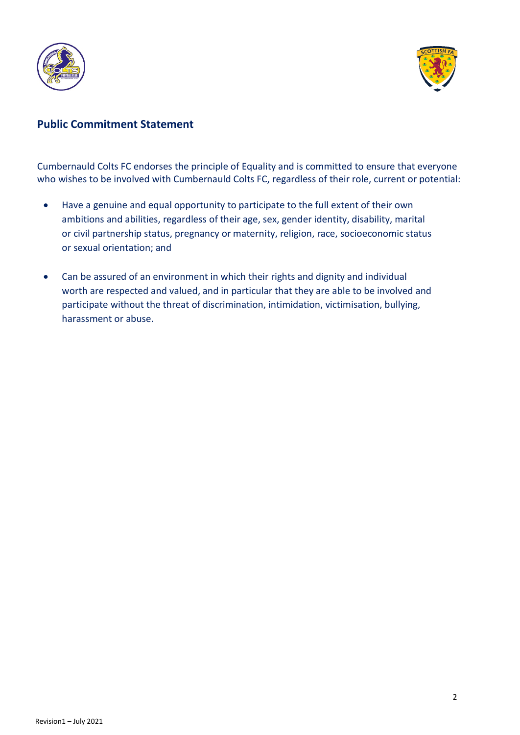## Public Commitment Statement

Cumbernauld Colts FC endorses the principle of Equality and is committed to ensure that everyone who wishes to be involved with Cumbernauld Colts FC, regardless of their role, current or potential:

- Have a genuine and equal opportunity to participate to the full extent of their own ambitions and abilities, regardless of their age, sex, gender identity, disability, marital or civil partnership status, pregnancy or maternity, religion, race, socioeconomic status or sexual orientation; and

- Can be assured of an environment in which their rights and dignity and individual worth are respected and valued, and in particular that they are able to be involved and participate without the threat of discrimination, intimidation, victimisation, bullying, harassment or abuse.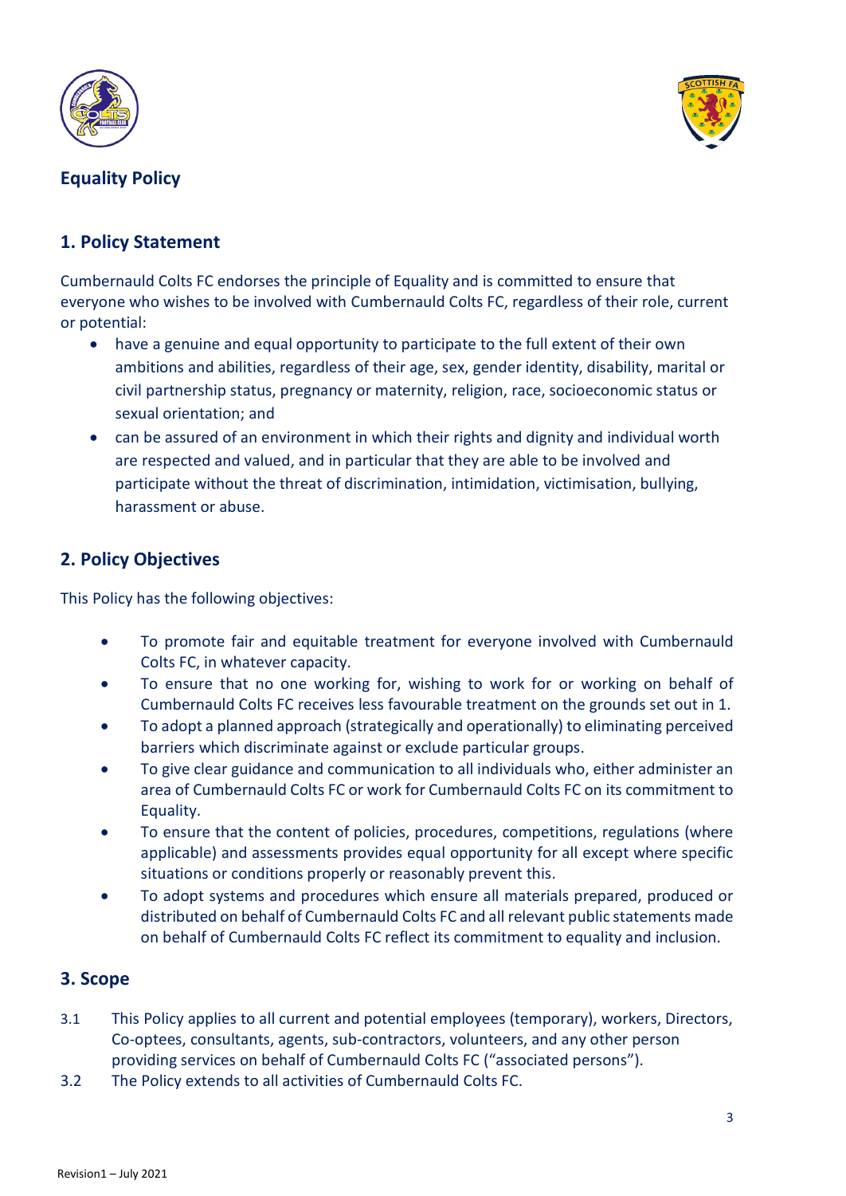## Equality Policy

## 1. Policy Statement

Cumbernauld Colts FC endorses the principle of Equality and is committed to ensure that everyone who wishes to be involved with Cumbernauld Colts FC, regardless of their role, current or potential:

- have a genuine and equal opportunity to participate to the full extent of their own ambitions and abilities, regardless of their age, sex, gender identity, disability, marital or civil partnership status, pregnancy or maternity, religion, race, socioeconomic status or sexual orientation; and
- can be assured of an environment in which their rights and dignity and individual worth are respected and valued, and in particular that they are able to be involved and participate without the threat of discrimination, intimidation, victimisation, bullying, harassment or abuse.

## 2. Policy Objectives

This Policy has the following objectives:

- To promote fair and equitable treatment for everyone involved with Cumbernauld Colts FC, in whatever capacity.
- To ensure that no one working for, wishing to work for or working on behalf of Cumbernauld Colts FC receives less favourable treatment on the grounds set out in 1.
- To adopt a planned approach (strategically and operationally) to eliminating perceived barriers which discriminate against or exclude particular groups.
- To give clear guidance and communication to all individuals who, either administer an area of Cumbernauld Colts FC or work for Cumbernauld Colts FC on its commitment to Equality.
- To ensure that the content of policies, procedures, competitions, regulations (where applicable) and assessments provides equal opportunity for all except where specific situations or conditions properly or reasonably prevent this.
- To adopt systems and procedures which ensure all materials prepared, produced or distributed on behalf of Cumbernauld Colts FC and all relevant public statements made on behalf of Cumbernauld Colts FC reflect its commitment to equality and inclusion.

## 3. Scope

3.1 This Policy applies to all current and potential employees (temporary), workers, Directors, Co-optees, consultants, agents, sub-contractors, volunteers, and any other person providing services on behalf of Cumbernauld Colts FC ("associated persons").

3.2 The Policy extends to all activities of Cumbernauld Colts FC.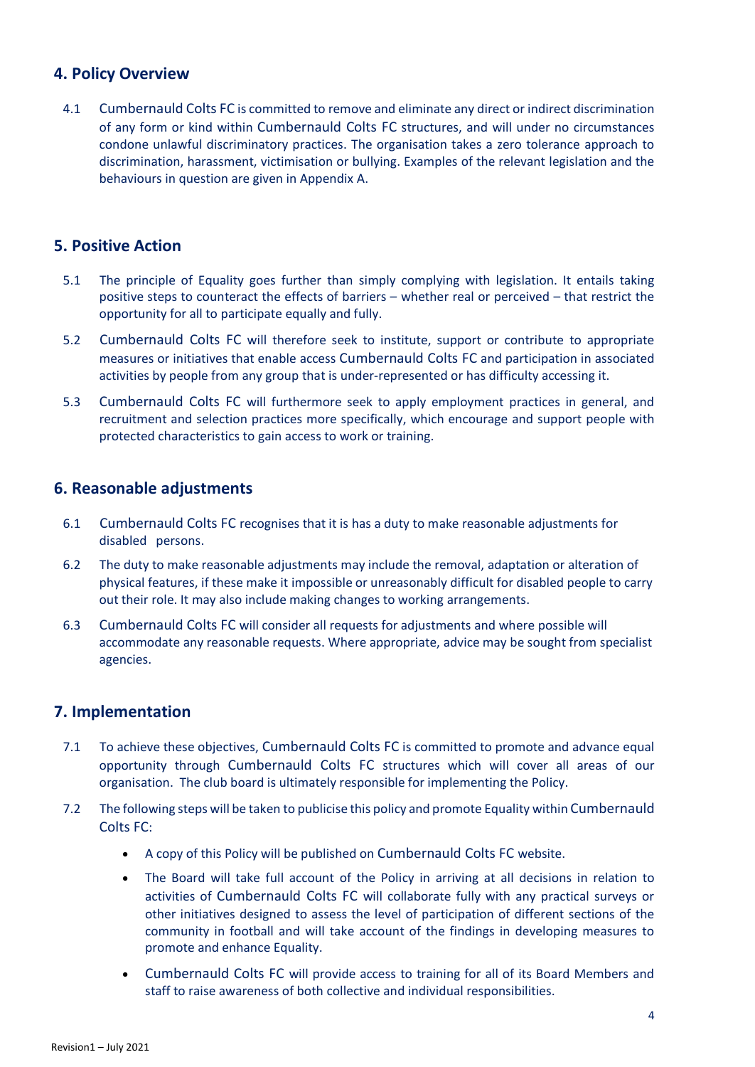## 4. Policy Overview

4.1 Cumbernauld Colts FC is committed to remove and eliminate any direct or indirect discrimination of any form or kind within Cumbernauld Colts FC structures, and will under no circumstances condone unlawful discriminatory practices. The organisation takes a zero tolerance approach to discrimination, harassment, victimisation or bullying. Examples of the relevant legislation and the behaviours in question are given in Appendix A.

## 5. Positive Action

5.1 The principle of Equality goes further than simply complying with legislation. It entails taking positive steps to counteract the effects of barriers – whether real or perceived – that restrict the opportunity for all to participate equally and fully.

5.2 Cumbernauld Colts FC will therefore seek to institute, support or contribute to appropriate measures or initiatives that enable access Cumbernauld Colts FC and participation in associated activities by people from any group that is under-represented or has difficulty accessing it.

5.3 Cumbernauld Colts FC will furthermore seek to apply employment practices in general, and recruitment and selection practices more specifically, which encourage and support people with protected characteristics to gain access to work or training.

## 6. Reasonable adjustments

6.1 Cumbernauld Colts FC recognises that it is has a duty to make reasonable adjustments for disabled persons.

6.2 The duty to make reasonable adjustments may include the removal, adaptation or alteration of physical features, if these make it impossible or unreasonably difficult for disabled people to carry out their role. It may also include making changes to working arrangements.

6.3 Cumbernauld Colts FC will consider all requests for adjustments and where possible will accommodate any reasonable requests. Where appropriate, advice may be sought from specialist agencies.

## 7. Implementation

7.1 To achieve these objectives, Cumbernauld Colts FC is committed to promote and advance equal opportunity through Cumbernauld Colts FC structures which will cover all areas of our organisation. The club board is ultimately responsible for implementing the Policy.

7.2 The following steps will be taken to publicise this policy and promote Equality within Cumbernauld Colts FC:

- A copy of this Policy will be published on Cumbernauld Colts FC website.
- The Board will take full account of the Policy in arriving at all decisions in relation to activities of Cumbernauld Colts FC will collaborate fully with any practical surveys or other initiatives designed to assess the level of participation of different sections of the community in football and will take account of the findings in developing measures to promote and enhance Equality.
- Cumbernauld Colts FC will provide access to training for all of its Board Members and staff to raise awareness of both collective and individual responsibilities.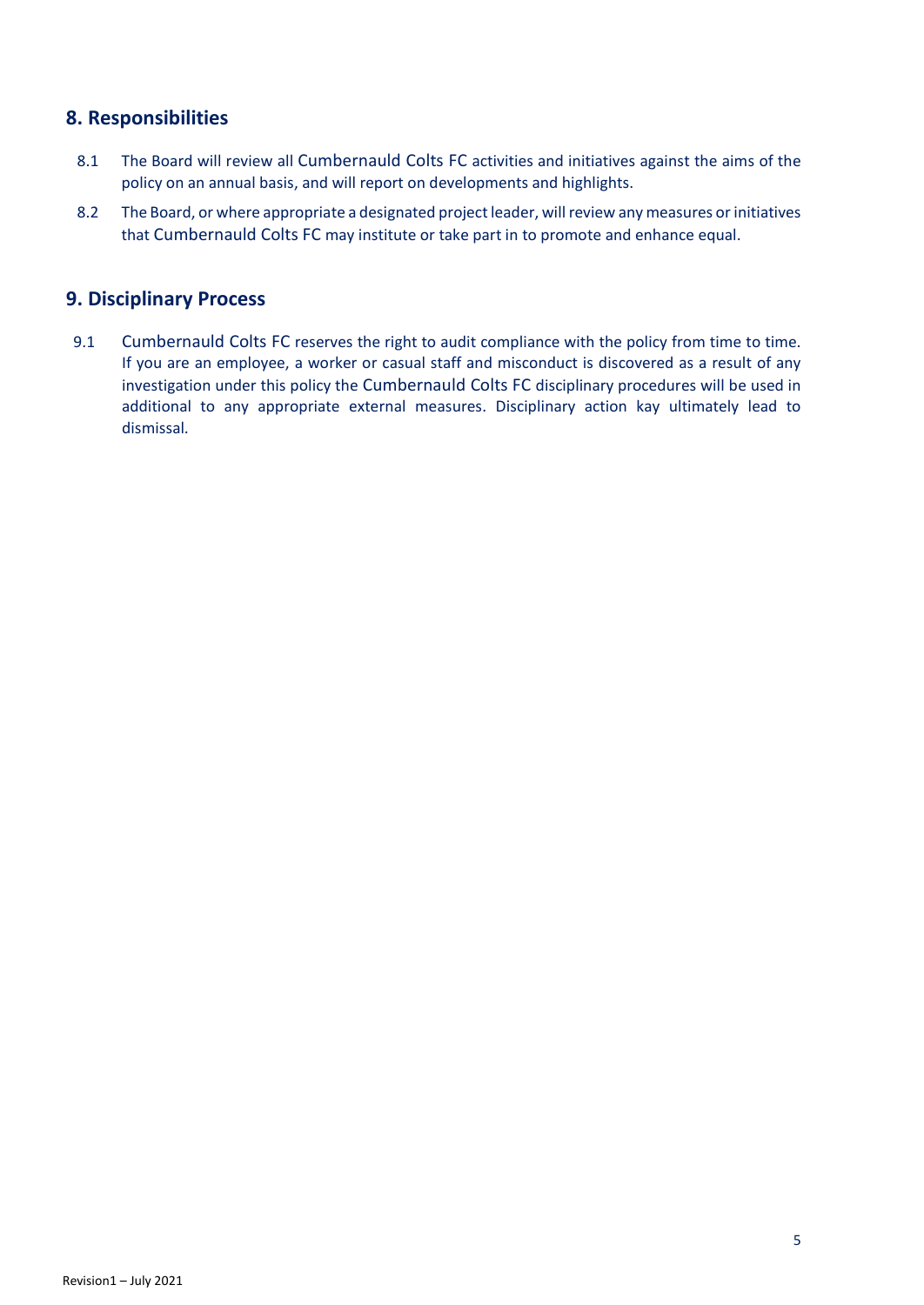## 8. Responsibilities

8.1 The Board will review all Cumbernauld Colts FC activities and initiatives against the aims of the policy on an annual basis, and will report on developments and highlights.

8.2 The Board, or where appropriate a designated project leader, will review any measures or initiatives that Cumbernauld Colts FC may institute or take part in to promote and enhance equal.

## 9. Disciplinary Process

9.1 Cumbernauld Colts FC reserves the right to audit compliance with the policy from time to time. If you are an employee, a worker or casual staff and misconduct is discovered as a result of any investigation under this policy the Cumbernauld Colts FC disciplinary procedures will be used in additional to any appropriate external measures. Disciplinary action kay ultimately lead to dismissal.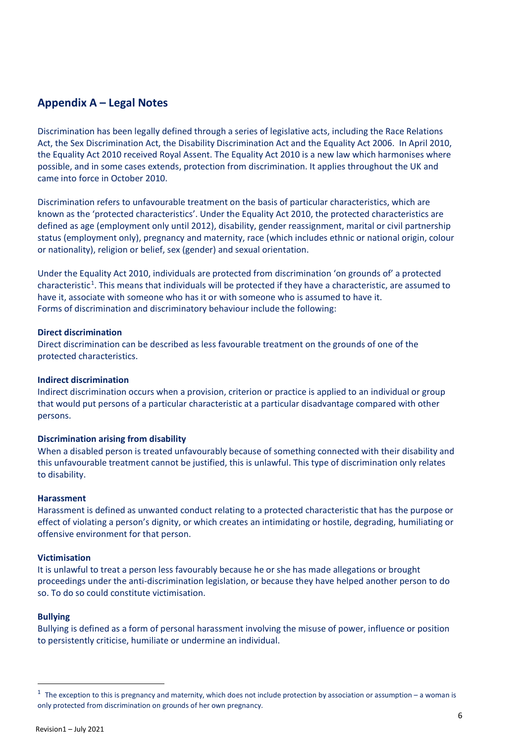## Appendix A – Legal Notes

Discrimination has been legally defined through a series of legislative acts, including the Race Relations Act, the Sex Discrimination Act, the Disability Discrimination Act and the Equality Act 2006. In April 2010, the Equality Act 2010 received Royal Assent. The Equality Act 2010 is a new law which harmonises where possible, and in some cases extends, protection from discrimination. It applies throughout the UK and came into force in October 2010.

Discrimination refers to unfavourable treatment on the basis of particular characteristics, which are known as the 'protected characteristics'. Under the Equality Act 2010, the protected characteristics are defined as age (employment only until 2012), disability, gender reassignment, marital or civil partnership status (employment only), pregnancy and maternity, race (which includes ethnic or national origin, colour or nationality), religion or belief, sex (gender) and sexual orientation.

Under the Equality Act 2010, individuals are protected from discrimination 'on grounds of' a protected characteristic[1]. This means that individuals will be protected if they have a characteristic, are assumed to have it, associate with someone who has it or with someone who is assumed to have it.
Forms of discrimination and discriminatory behaviour include the following:

**Direct discrimination**
Direct discrimination can be described as less favourable treatment on the grounds of one of the protected characteristics.

**Indirect discrimination**
Indirect discrimination occurs when a provision, criterion or practice is applied to an individual or group that would put persons of a particular characteristic at a particular disadvantage compared with other persons.

**Discrimination arising from disability**
When a disabled person is treated unfavourably because of something connected with their disability and this unfavourable treatment cannot be justified, this is unlawful. This type of discrimination only relates to disability.

**Harassment**
Harassment is defined as unwanted conduct relating to a protected characteristic that has the purpose or effect of violating a person's dignity, or which creates an intimidating or hostile, degrading, humiliating or offensive environment for that person.

**Victimisation**
It is unlawful to treat a person less favourably because he or she has made allegations or brought proceedings under the anti-discrimination legislation, or because they have helped another person to do so. To do so could constitute victimisation.

**Bullying**
Bullying is defined as a form of personal harassment involving the misuse of power, influence or position to persistently criticise, humiliate or undermine an individual.

---

[1] The exception to this is pregnancy and maternity, which does not include protection by association or assumption – a woman is only protected from discrimination on grounds of her own pregnancy.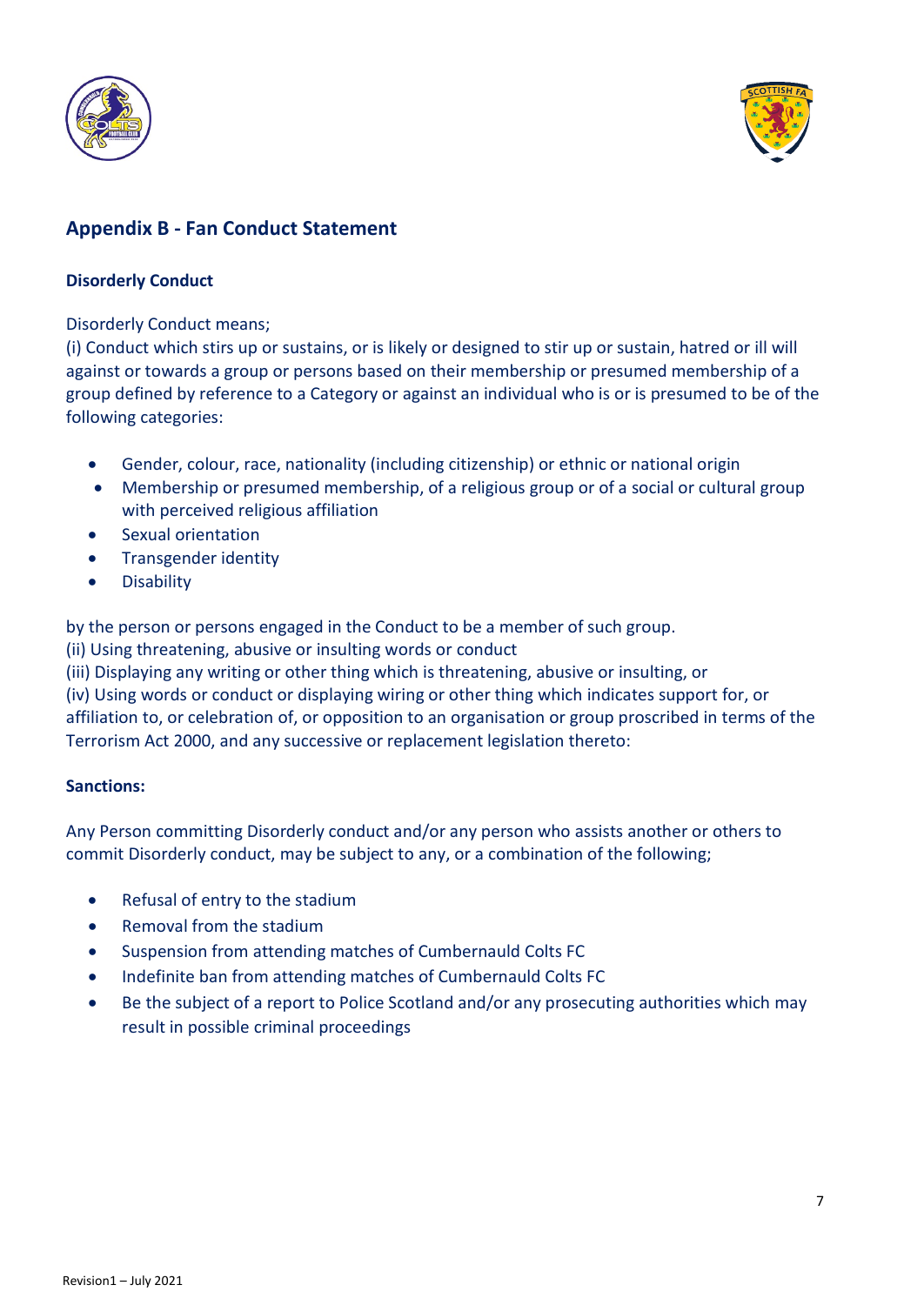## Appendix B - Fan Conduct Statement

**Disorderly Conduct**

Disorderly Conduct means;
(i) Conduct which stirs up or sustains, or is likely or designed to stir up or sustain, hatred or ill will against or towards a group or persons based on their membership or presumed membership of a group defined by reference to a Category or against an individual who is or is presumed to be of the following categories:

- Gender, colour, race, nationality (including citizenship) or ethnic or national origin
- Membership or presumed membership, of a religious group or of a social or cultural group with perceived religious affiliation
- Sexual orientation
- Transgender identity
- Disability

by the person or persons engaged in the Conduct to be a member of such group.
(ii) Using threatening, abusive or insulting words or conduct
(iii) Displaying any writing or other thing which is threatening, abusive or insulting, or
(iv) Using words or conduct or displaying wiring or other thing which indicates support for, or affiliation to, or celebration of, or opposition to an organisation or group proscribed in terms of the Terrorism Act 2000, and any successive or replacement legislation thereto:

**Sanctions:**

Any Person committing Disorderly conduct and/or any person who assists another or others to commit Disorderly conduct, may be subject to any, or a combination of the following;

- Refusal of entry to the stadium
- Removal from the stadium
- Suspension from attending matches of Cumbernauld Colts FC
- Indefinite ban from attending matches of Cumbernauld Colts FC
- Be the subject of a report to Police Scotland and/or any prosecuting authorities which may result in possible criminal proceedings